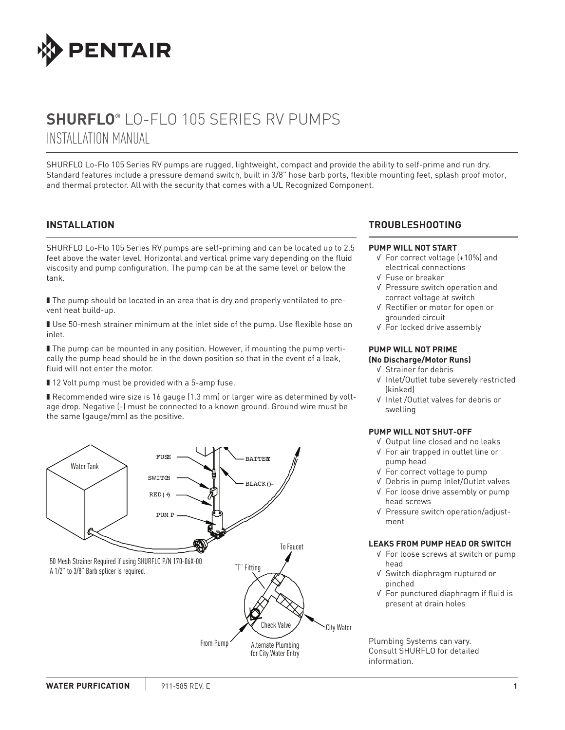# SHURFLO® LO-FLO 105 SERIES RV PUMPS

## INSTALLATION MANUAL

SHURFLO Lo-Flo 105 Series RV pumps are rugged, lightweight, compact and provide the ability to self-prime and run dry. Standard features include a pressure demand switch, built in 3/8" hose barb ports, flexible mounting feet, splash proof motor, and thermal protector. All with the security that comes with a UL Recognized Component.

## INSTALLATION

SHURFLO Lo-Flo 105 Series RV pumps are self-priming and can be located up to 2.5 feet above the water level. Horizontal and vertical prime vary depending on the fluid viscosity and pump configuration. The pump can be at the same level or below the tank.

- The pump should be located in an area that is dry and properly ventilated to prevent heat build-up.
- Use 50-mesh strainer minimum at the inlet side of the pump. Use flexible hose on inlet.
- The pump can be mounted in any position. However, if mounting the pump vertically the pump head should be in the down position so that in the event of a leak, fluid will not enter the motor.
- 12 Volt pump must be provided with a 5-amp fuse.
- Recommended wire size is 16 gauge (1.3 mm) or larger wire as determined by voltage drop. Negative (-) must be connected to a known ground. Ground wire must be the same (gauge/mm) as the positive.

Water Tank, FUSE, SWITCH, RED(+), PUMP, BATTERY, BLACK(-)

50 Mesh Strainer Required if using SHURFLO P/N 170-06X-00
A 1/2" to 3/8" Barb splicer is required.

To Faucet, "T" Fitting, Check Valve, City Water, From Pump

Alternate Plumbing for City Water Entry

## TROUBLESHOOTING

### PUMP WILL NOT START

- √ For correct voltage (+10%) and electrical connections
- √ Fuse or breaker
- √ Pressure switch operation and correct voltage at switch
- √ Rectifier or motor for open or grounded circuit
- √ For locked drive assembly

### PUMP WILL NOT PRIME (No Discharge/Motor Runs)

- √ Strainer for debris
- √ Inlet/Outlet tube severely restricted (kinked)
- √ Inlet /Outlet valves for debris or swelling

### PUMP WILL NOT SHUT-OFF

- √ Output line closed and no leaks
- √ For air trapped in outlet line or pump head
- √ For correct voltage to pump
- √ Debris in pump Inlet/Outlet valves
- √ For loose drive assembly or pump head screws
- √ Pressure switch operation/adjustment

### LEAKS FROM PUMP HEAD OR SWITCH

- √ For loose screws at switch or pump head
- √ Switch diaphragm ruptured or pinched
- √ For punctured diaphragm if fluid is present at drain holes

Plumbing Systems can vary. Consult SHURFLO for detailed information.

WATER PURFICATION | 911-585 REV. E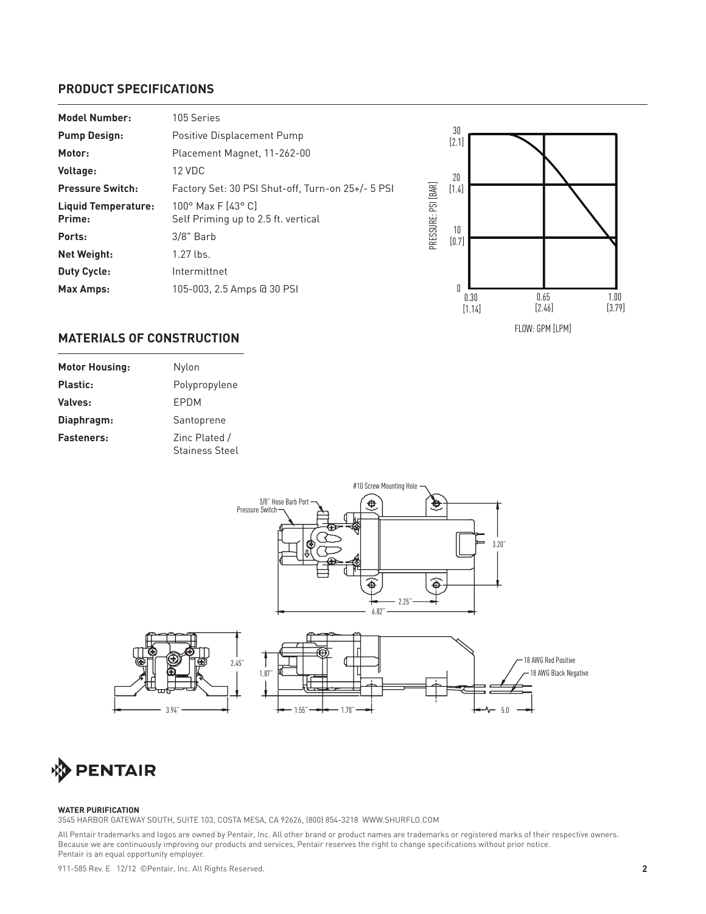## PRODUCT SPECIFICATIONS

| | |
|---|---|
| **Model Number:** | 105 Series |
| **Pump Design:** | Positive Displacement Pump |
| **Motor:** | Placement Magnet, 11-262-00 |
| **Voltage:** | 12 VDC |
| **Pressure Switch:** | Factory Set: 30 PSI Shut-off, Turn-on 25+/- 5 PSI |
| **Liquid Temperature:** | 100° Max F [43° C] |
| **Prime:** | Self Priming up to 2.5 ft. vertical |
| **Ports:** | 3/8" Barb |
| **Net Weight:** | 1.27 lbs. |
| **Duty Cycle:** | Intermittnet |
| **Max Amps:** | 105-003, 2.5 Amps @ 30 PSI |

PRESSURE: PSI [BAR]

30 [2.1]

20 [1.4]

10 [0.7]

0

0.30 [1.14]

0.65 [2.46]

1.00 [3.79]

FLOW: GPM [LPM]

## MATERIALS OF CONSTRUCTION

| | |
|---|---|
| **Motor Housing:** | Nylon |
| **Plastic:** | Polypropylene |
| **Valves:** | EPDM |
| **Diaphragm:** | Santoprene |
| **Fasteners:** | Zinc Plated / Stainess Steel |

#10 Screw Mounting Hole

3/8" Hose Barb Port

Pressure Switch

3.20"

2.25"

6.82"

2.45"

3.94"

1.87"

1.55"

1.70"

18 AWG Red Positive

18 AWG Black Negative

5.0

PENTAIR

**WATER PURIFICATION**

3545 HARBOR GATEWAY SOUTH, SUITE 103, COSTA MESA, CA 92626, (800) 854-3218 WWW.SHURFLO.COM

All Pentair trademarks and logos are owned by Pentair, Inc. All other brand or product names are trademarks or registered marks of their respective owners. Because we are continuously improving our products and services, Pentair reserves the right to change specifications without prior notice. Pentair is an equal opportunity employer.

911-585 Rev. E 12/12 ©Pentair, Inc. All Rights Reserved.